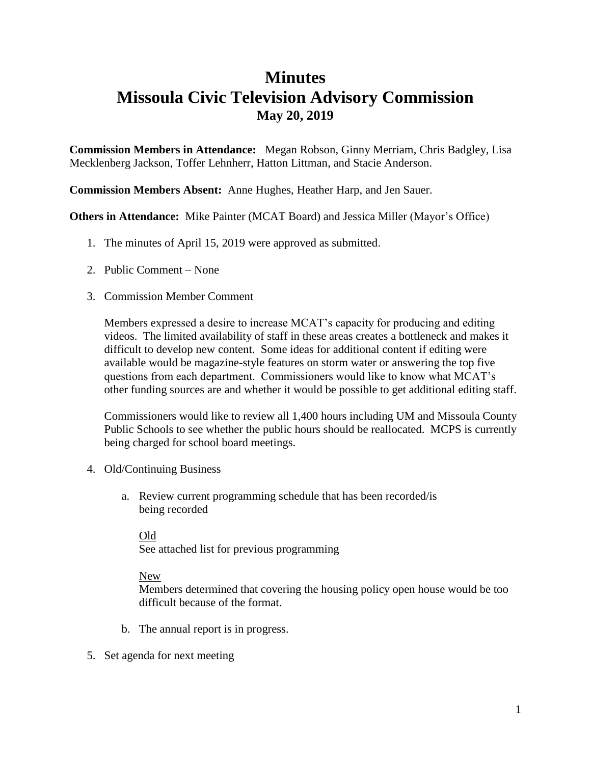# Minutes
# Missoula Civic Television Advisory Commission
### May 20, 2019

**Commission Members in Attendance:** Megan Robson, Ginny Merriam, Chris Badgley, Lisa Mecklenberg Jackson, Toffer Lehnherr, Hatton Littman, and Stacie Anderson.

**Commission Members Absent:** Anne Hughes, Heather Harp, and Jen Sauer.

**Others in Attendance:** Mike Painter (MCAT Board) and Jessica Miller (Mayor's Office)

1. The minutes of April 15, 2019 were approved as submitted.

2. Public Comment – None

3. Commission Member Comment

   Members expressed a desire to increase MCAT's capacity for producing and editing videos. The limited availability of staff in these areas creates a bottleneck and makes it difficult to develop new content. Some ideas for additional content if editing were available would be magazine-style features on storm water or answering the top five questions from each department. Commissioners would like to know what MCAT's other funding sources are and whether it would be possible to get additional editing staff.

   Commissioners would like to review all 1,400 hours including UM and Missoula County Public Schools to see whether the public hours should be reallocated. MCPS is currently being charged for school board meetings.

4. Old/Continuing Business

   a. Review current programming schedule that has been recorded/is being recorded

      Old
      See attached list for previous programming

      New
      Members determined that covering the housing policy open house would be too difficult because of the format.

   b. The annual report is in progress.

5. Set agenda for next meeting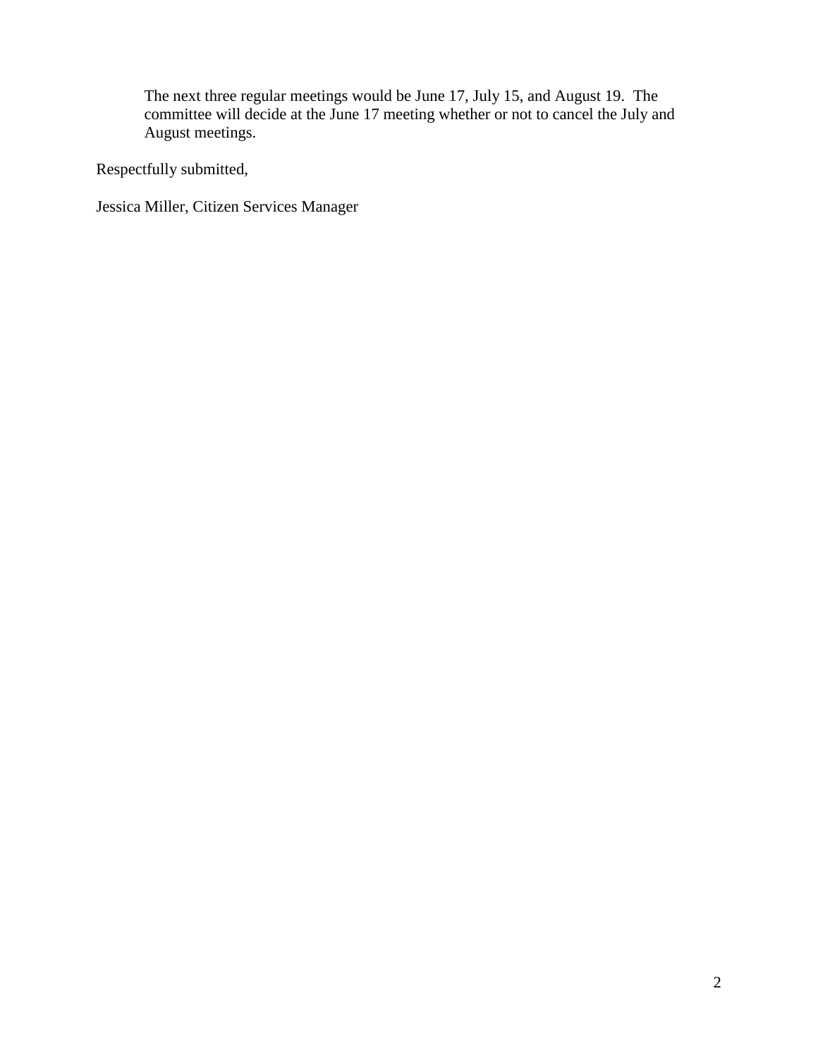The next three regular meetings would be June 17, July 15, and August 19. The committee will decide at the June 17 meeting whether or not to cancel the July and August meetings.

Respectfully submitted,

Jessica Miller, Citizen Services Manager